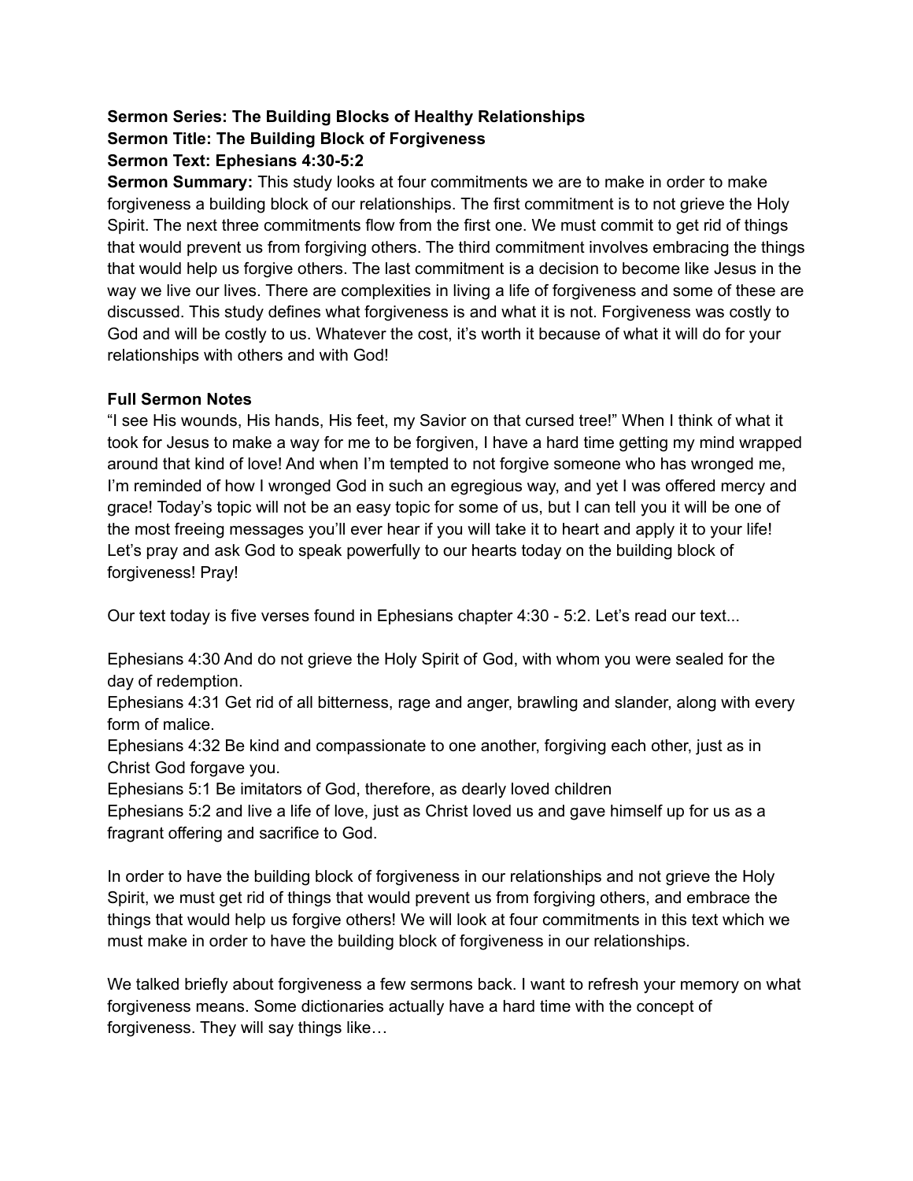**Sermon Series: The Building Blocks of Healthy Relationships**
**Sermon Title: The Building Block of Forgiveness**
**Sermon Text: Ephesians 4:30-5:2**
**Sermon Summary:** This study looks at four commitments we are to make in order to make forgiveness a building block of our relationships. The first commitment is to not grieve the Holy Spirit. The next three commitments flow from the first one. We must commit to get rid of things that would prevent us from forgiving others. The third commitment involves embracing the things that would help us forgive others. The last commitment is a decision to become like Jesus in the way we live our lives. There are complexities in living a life of forgiveness and some of these are discussed. This study defines what forgiveness is and what it is not. Forgiveness was costly to God and will be costly to us. Whatever the cost, it's worth it because of what it will do for your relationships with others and with God!

**Full Sermon Notes**

"I see His wounds, His hands, His feet, my Savior on that cursed tree!" When I think of what it took for Jesus to make a way for me to be forgiven, I have a hard time getting my mind wrapped around that kind of love! And when I'm tempted to not forgive someone who has wronged me, I'm reminded of how I wronged God in such an egregious way, and yet I was offered mercy and grace! Today's topic will not be an easy topic for some of us, but I can tell you it will be one of the most freeing messages you'll ever hear if you will take it to heart and apply it to your life! Let's pray and ask God to speak powerfully to our hearts today on the building block of forgiveness! Pray!

Our text today is five verses found in Ephesians chapter 4:30 - 5:2. Let's read our text...

Ephesians 4:30 And do not grieve the Holy Spirit of God, with whom you were sealed for the day of redemption.
Ephesians 4:31 Get rid of all bitterness, rage and anger, brawling and slander, along with every form of malice.
Ephesians 4:32 Be kind and compassionate to one another, forgiving each other, just as in Christ God forgave you.
Ephesians 5:1 Be imitators of God, therefore, as dearly loved children
Ephesians 5:2 and live a life of love, just as Christ loved us and gave himself up for us as a fragrant offering and sacrifice to God.

In order to have the building block of forgiveness in our relationships and not grieve the Holy Spirit, we must get rid of things that would prevent us from forgiving others, and embrace the things that would help us forgive others! We will look at four commitments in this text which we must make in order to have the building block of forgiveness in our relationships.

We talked briefly about forgiveness a few sermons back. I want to refresh your memory on what forgiveness means. Some dictionaries actually have a hard time with the concept of forgiveness. They will say things like…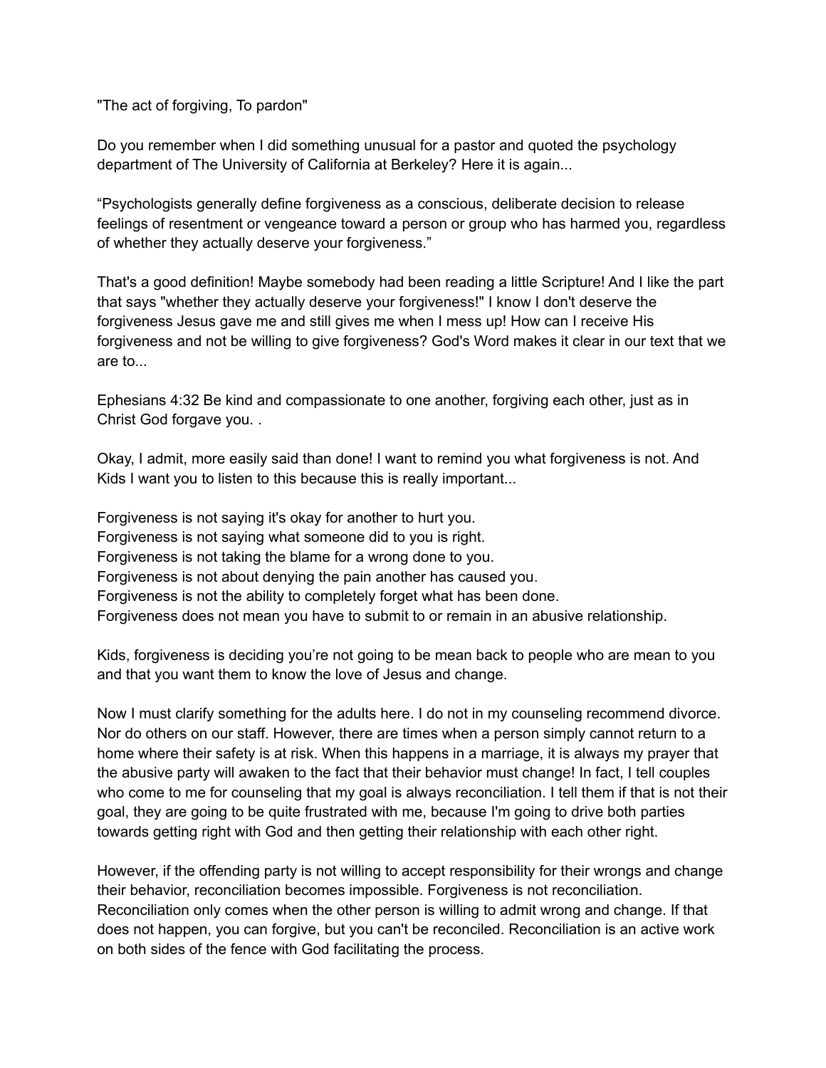"The act of forgiving, To pardon"

Do you remember when I did something unusual for a pastor and quoted the psychology department of The University of California at Berkeley? Here it is again...

"Psychologists generally define forgiveness as a conscious, deliberate decision to release feelings of resentment or vengeance toward a person or group who has harmed you, regardless of whether they actually deserve your forgiveness."

That's a good definition! Maybe somebody had been reading a little Scripture! And I like the part that says "whether they actually deserve your forgiveness!" I know I don't deserve the forgiveness Jesus gave me and still gives me when I mess up! How can I receive His forgiveness and not be willing to give forgiveness? God's Word makes it clear in our text that we are to...

Ephesians 4:32 Be kind and compassionate to one another, forgiving each other, just as in Christ God forgave you. .

Okay, I admit, more easily said than done! I want to remind you what forgiveness is not. And Kids I want you to listen to this because this is really important...

Forgiveness is not saying it's okay for another to hurt you.
Forgiveness is not saying what someone did to you is right.
Forgiveness is not taking the blame for a wrong done to you.
Forgiveness is not about denying the pain another has caused you.
Forgiveness is not the ability to completely forget what has been done.
Forgiveness does not mean you have to submit to or remain in an abusive relationship.

Kids, forgiveness is deciding you're not going to be mean back to people who are mean to you and that you want them to know the love of Jesus and change.

Now I must clarify something for the adults here. I do not in my counseling recommend divorce. Nor do others on our staff. However, there are times when a person simply cannot return to a home where their safety is at risk. When this happens in a marriage, it is always my prayer that the abusive party will awaken to the fact that their behavior must change! In fact, I tell couples who come to me for counseling that my goal is always reconciliation. I tell them if that is not their goal, they are going to be quite frustrated with me, because I'm going to drive both parties towards getting right with God and then getting their relationship with each other right.

However, if the offending party is not willing to accept responsibility for their wrongs and change their behavior, reconciliation becomes impossible. Forgiveness is not reconciliation. Reconciliation only comes when the other person is willing to admit wrong and change. If that does not happen, you can forgive, but you can't be reconciled. Reconciliation is an active work on both sides of the fence with God facilitating the process.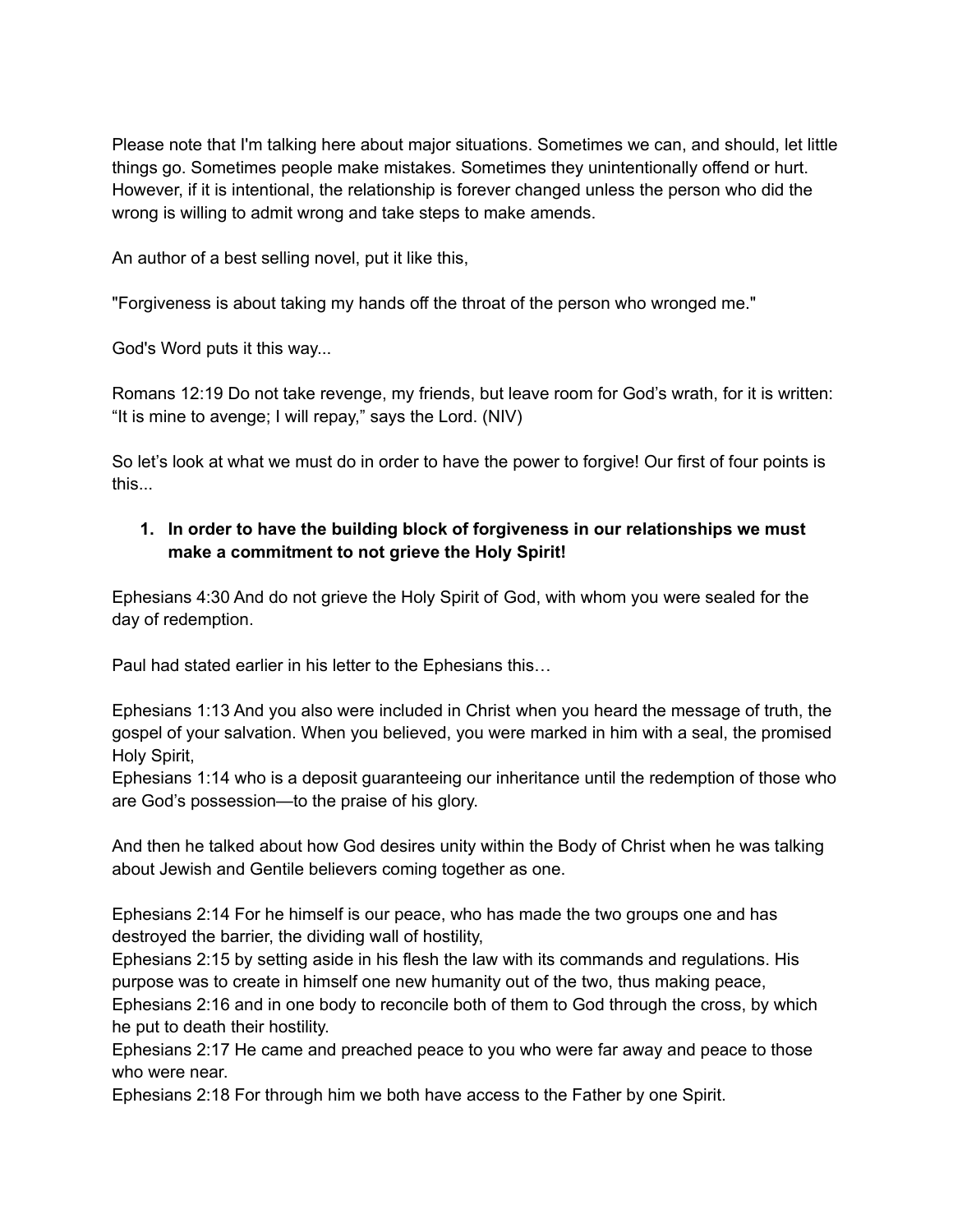Please note that I'm talking here about major situations. Sometimes we can, and should, let little things go. Sometimes people make mistakes. Sometimes they unintentionally offend or hurt. However, if it is intentional, the relationship is forever changed unless the person who did the wrong is willing to admit wrong and take steps to make amends.

An author of a best selling novel, put it like this,

"Forgiveness is about taking my hands off the throat of the person who wronged me."

God's Word puts it this way...

Romans 12:19 Do not take revenge, my friends, but leave room for God's wrath, for it is written: "It is mine to avenge; I will repay," says the Lord. (NIV)

So let's look at what we must do in order to have the power to forgive! Our first of four points is this...

1. **In order to have the building block of forgiveness in our relationships we must make a commitment to not grieve the Holy Spirit!**

Ephesians 4:30 And do not grieve the Holy Spirit of God, with whom you were sealed for the day of redemption.

Paul had stated earlier in his letter to the Ephesians this…

Ephesians 1:13 And you also were included in Christ when you heard the message of truth, the gospel of your salvation. When you believed, you were marked in him with a seal, the promised Holy Spirit,
Ephesians 1:14 who is a deposit guaranteeing our inheritance until the redemption of those who are God's possession—to the praise of his glory.

And then he talked about how God desires unity within the Body of Christ when he was talking about Jewish and Gentile believers coming together as one.

Ephesians 2:14 For he himself is our peace, who has made the two groups one and has destroyed the barrier, the dividing wall of hostility,
Ephesians 2:15 by setting aside in his flesh the law with its commands and regulations. His purpose was to create in himself one new humanity out of the two, thus making peace,
Ephesians 2:16 and in one body to reconcile both of them to God through the cross, by which he put to death their hostility.
Ephesians 2:17 He came and preached peace to you who were far away and peace to those who were near.
Ephesians 2:18 For through him we both have access to the Father by one Spirit.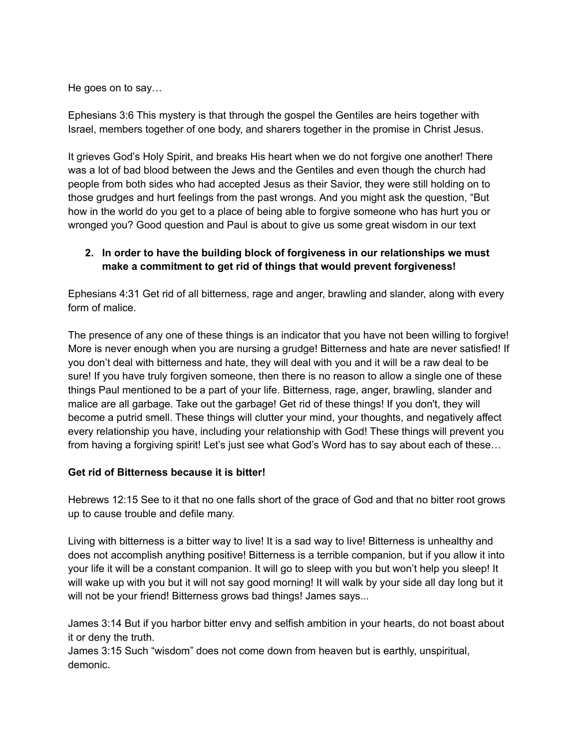He goes on to say…

Ephesians 3:6 This mystery is that through the gospel the Gentiles are heirs together with Israel, members together of one body, and sharers together in the promise in Christ Jesus.

It grieves God's Holy Spirit, and breaks His heart when we do not forgive one another! There was a lot of bad blood between the Jews and the Gentiles and even though the church had people from both sides who had accepted Jesus as their Savior, they were still holding on to those grudges and hurt feelings from the past wrongs. And you might ask the question, "But how in the world do you get to a place of being able to forgive someone who has hurt you or wronged you? Good question and Paul is about to give us some great wisdom in our text

2. **In order to have the building block of forgiveness in our relationships we must make a commitment to get rid of things that would prevent forgiveness!**

Ephesians 4:31 Get rid of all bitterness, rage and anger, brawling and slander, along with every form of malice.

The presence of any one of these things is an indicator that you have not been willing to forgive! More is never enough when you are nursing a grudge! Bitterness and hate are never satisfied! If you don't deal with bitterness and hate, they will deal with you and it will be a raw deal to be sure! If you have truly forgiven someone, then there is no reason to allow a single one of these things Paul mentioned to be a part of your life. Bitterness, rage, anger, brawling, slander and malice are all garbage. Take out the garbage! Get rid of these things! If you don't, they will become a putrid smell. These things will clutter your mind, your thoughts, and negatively affect every relationship you have, including your relationship with God! These things will prevent you from having a forgiving spirit! Let's just see what God's Word has to say about each of these…

**Get rid of Bitterness because it is bitter!**

Hebrews 12:15 See to it that no one falls short of the grace of God and that no bitter root grows up to cause trouble and defile many.

Living with bitterness is a bitter way to live! It is a sad way to live! Bitterness is unhealthy and does not accomplish anything positive! Bitterness is a terrible companion, but if you allow it into your life it will be a constant companion. It will go to sleep with you but won't help you sleep! It will wake up with you but it will not say good morning! It will walk by your side all day long but it will not be your friend! Bitterness grows bad things! James says...

James 3:14 But if you harbor bitter envy and selfish ambition in your hearts, do not boast about it or deny the truth.
James 3:15 Such "wisdom" does not come down from heaven but is earthly, unspiritual, demonic.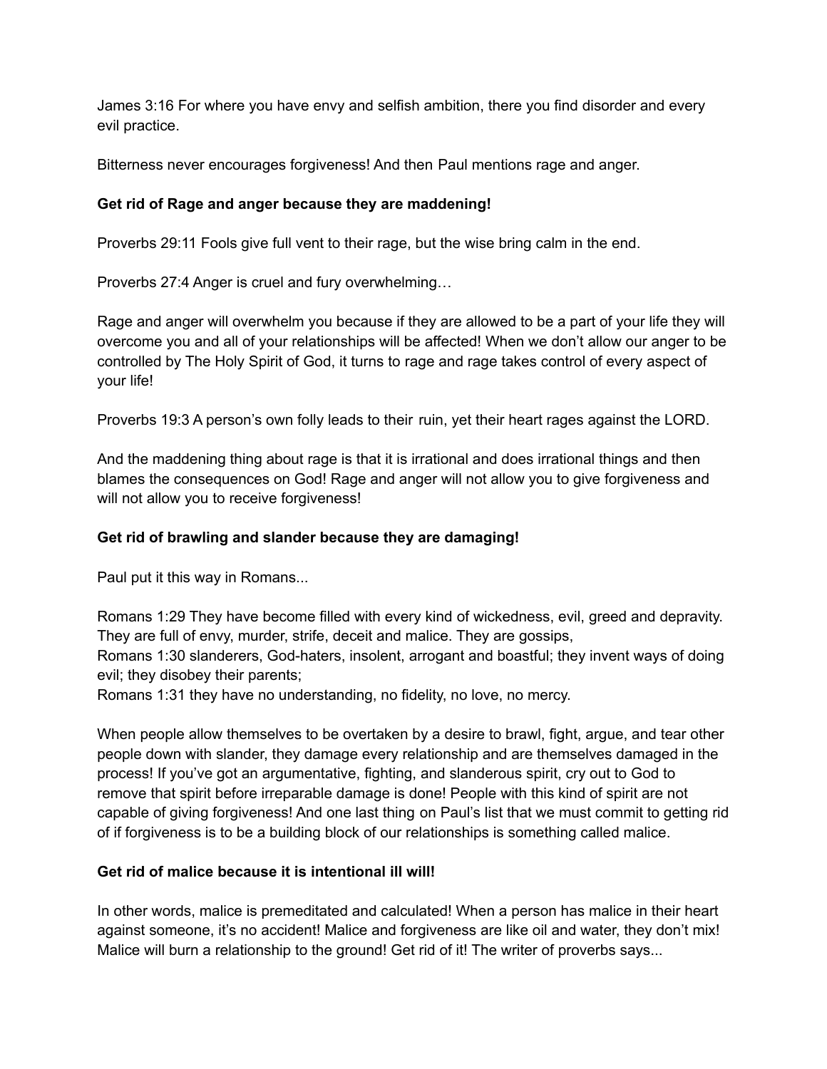James 3:16 For where you have envy and selfish ambition, there you find disorder and every evil practice.

Bitterness never encourages forgiveness! And then Paul mentions rage and anger.

**Get rid of Rage and anger because they are maddening!**

Proverbs 29:11 Fools give full vent to their rage, but the wise bring calm in the end.

Proverbs 27:4 Anger is cruel and fury overwhelming…

Rage and anger will overwhelm you because if they are allowed to be a part of your life they will overcome you and all of your relationships will be affected! When we don't allow our anger to be controlled by The Holy Spirit of God, it turns to rage and rage takes control of every aspect of your life!

Proverbs 19:3 A person's own folly leads to their ruin, yet their heart rages against the LORD.

And the maddening thing about rage is that it is irrational and does irrational things and then blames the consequences on God! Rage and anger will not allow you to give forgiveness and will not allow you to receive forgiveness!

**Get rid of brawling and slander because they are damaging!**

Paul put it this way in Romans...

Romans 1:29 They have become filled with every kind of wickedness, evil, greed and depravity. They are full of envy, murder, strife, deceit and malice. They are gossips,
Romans 1:30 slanderers, God-haters, insolent, arrogant and boastful; they invent ways of doing evil; they disobey their parents;
Romans 1:31 they have no understanding, no fidelity, no love, no mercy.

When people allow themselves to be overtaken by a desire to brawl, fight, argue, and tear other people down with slander, they damage every relationship and are themselves damaged in the process! If you've got an argumentative, fighting, and slanderous spirit, cry out to God to remove that spirit before irreparable damage is done! People with this kind of spirit are not capable of giving forgiveness! And one last thing on Paul's list that we must commit to getting rid of if forgiveness is to be a building block of our relationships is something called malice.

**Get rid of malice because it is intentional ill will!**

In other words, malice is premeditated and calculated! When a person has malice in their heart against someone, it's no accident! Malice and forgiveness are like oil and water, they don't mix! Malice will burn a relationship to the ground! Get rid of it! The writer of proverbs says...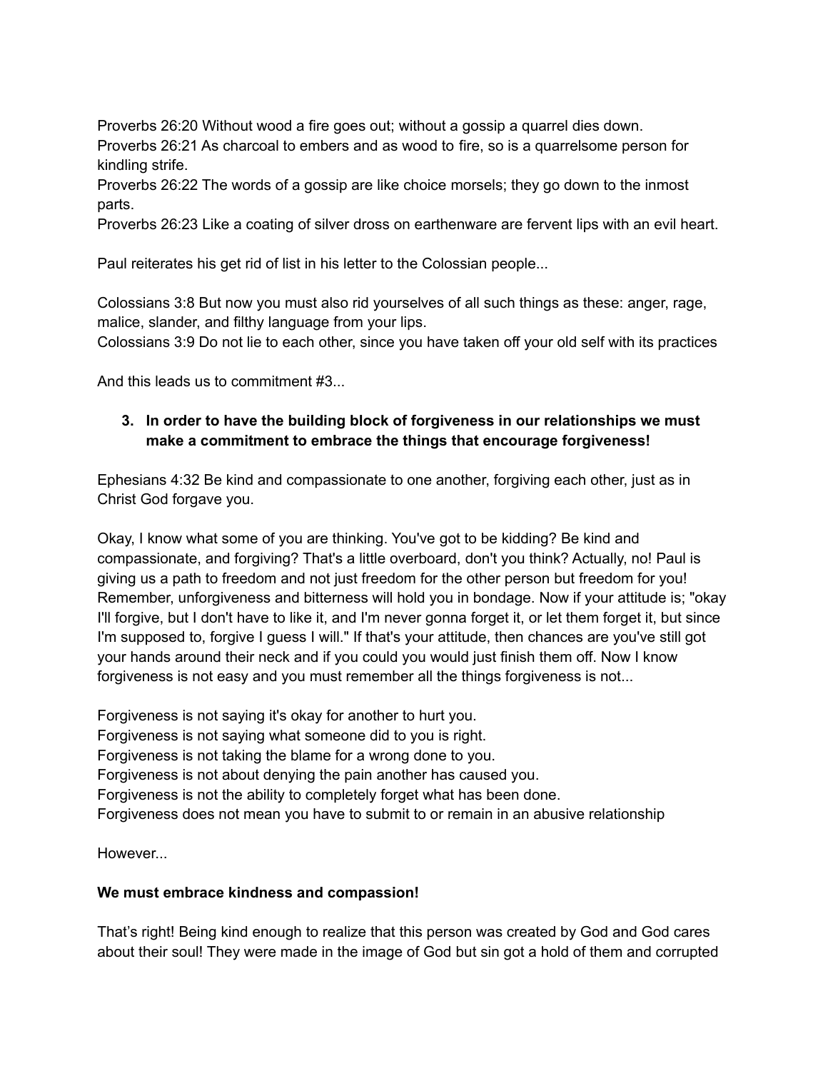Proverbs 26:20 Without wood a fire goes out; without a gossip a quarrel dies down.
Proverbs 26:21 As charcoal to embers and as wood to fire, so is a quarrelsome person for kindling strife.
Proverbs 26:22 The words of a gossip are like choice morsels; they go down to the inmost parts.
Proverbs 26:23 Like a coating of silver dross on earthenware are fervent lips with an evil heart.

Paul reiterates his get rid of list in his letter to the Colossian people...

Colossians 3:8 But now you must also rid yourselves of all such things as these: anger, rage, malice, slander, and filthy language from your lips.
Colossians 3:9 Do not lie to each other, since you have taken off your old self with its practices

And this leads us to commitment #3...

3. **In order to have the building block of forgiveness in our relationships we must make a commitment to embrace the things that encourage forgiveness!**

Ephesians 4:32 Be kind and compassionate to one another, forgiving each other, just as in Christ God forgave you.

Okay, I know what some of you are thinking. You've got to be kidding? Be kind and compassionate, and forgiving? That's a little overboard, don't you think? Actually, no! Paul is giving us a path to freedom and not just freedom for the other person but freedom for you! Remember, unforgiveness and bitterness will hold you in bondage. Now if your attitude is; "okay I'll forgive, but I don't have to like it, and I'm never gonna forget it, or let them forget it, but since I'm supposed to, forgive I guess I will." If that's your attitude, then chances are you've still got your hands around their neck and if you could you would just finish them off. Now I know forgiveness is not easy and you must remember all the things forgiveness is not...

Forgiveness is not saying it's okay for another to hurt you.
Forgiveness is not saying what someone did to you is right.
Forgiveness is not taking the blame for a wrong done to you.
Forgiveness is not about denying the pain another has caused you.
Forgiveness is not the ability to completely forget what has been done.
Forgiveness does not mean you have to submit to or remain in an abusive relationship

However...

**We must embrace kindness and compassion!**

That's right! Being kind enough to realize that this person was created by God and God cares about their soul! They were made in the image of God but sin got a hold of them and corrupted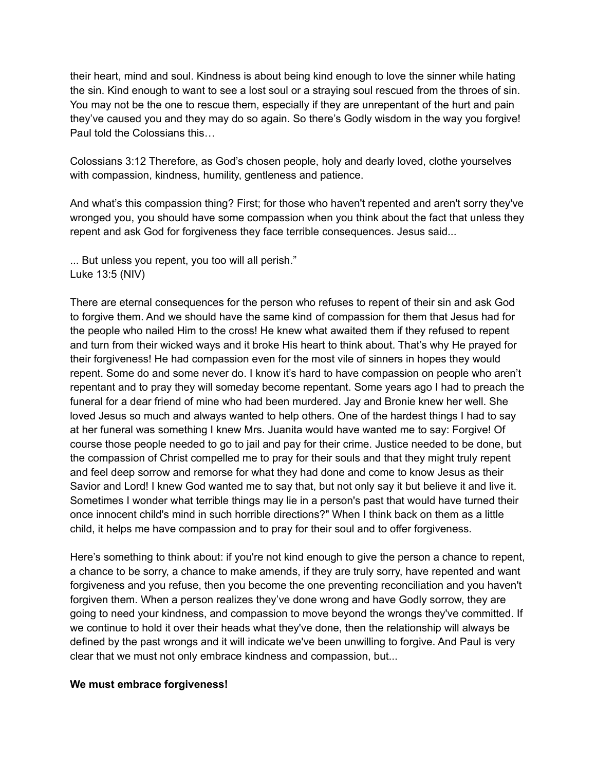their heart, mind and soul. Kindness is about being kind enough to love the sinner while hating the sin. Kind enough to want to see a lost soul or a straying soul rescued from the throes of sin. You may not be the one to rescue them, especially if they are unrepentant of the hurt and pain they've caused you and they may do so again. So there's Godly wisdom in the way you forgive! Paul told the Colossians this…

Colossians 3:12 Therefore, as God's chosen people, holy and dearly loved, clothe yourselves with compassion, kindness, humility, gentleness and patience.

And what's this compassion thing? First; for those who haven't repented and aren't sorry they've wronged you, you should have some compassion when you think about the fact that unless they repent and ask God for forgiveness they face terrible consequences. Jesus said...

... But unless you repent, you too will all perish."
Luke 13:5 (NIV)

There are eternal consequences for the person who refuses to repent of their sin and ask God to forgive them. And we should have the same kind of compassion for them that Jesus had for the people who nailed Him to the cross! He knew what awaited them if they refused to repent and turn from their wicked ways and it broke His heart to think about. That's why He prayed for their forgiveness! He had compassion even for the most vile of sinners in hopes they would repent. Some do and some never do. I know it's hard to have compassion on people who aren't repentant and to pray they will someday become repentant. Some years ago I had to preach the funeral for a dear friend of mine who had been murdered. Jay and Bronie knew her well. She loved Jesus so much and always wanted to help others. One of the hardest things I had to say at her funeral was something I knew Mrs. Juanita would have wanted me to say: Forgive! Of course those people needed to go to jail and pay for their crime. Justice needed to be done, but the compassion of Christ compelled me to pray for their souls and that they might truly repent and feel deep sorrow and remorse for what they had done and come to know Jesus as their Savior and Lord! I knew God wanted me to say that, but not only say it but believe it and live it. Sometimes I wonder what terrible things may lie in a person's past that would have turned their once innocent child's mind in such horrible directions?" When I think back on them as a little child, it helps me have compassion and to pray for their soul and to offer forgiveness.

Here's something to think about: if you're not kind enough to give the person a chance to repent, a chance to be sorry, a chance to make amends, if they are truly sorry, have repented and want forgiveness and you refuse, then you become the one preventing reconciliation and you haven't forgiven them. When a person realizes they've done wrong and have Godly sorrow, they are going to need your kindness, and compassion to move beyond the wrongs they've committed. If we continue to hold it over their heads what they've done, then the relationship will always be defined by the past wrongs and it will indicate we've been unwilling to forgive. And Paul is very clear that we must not only embrace kindness and compassion, but...

**We must embrace forgiveness!**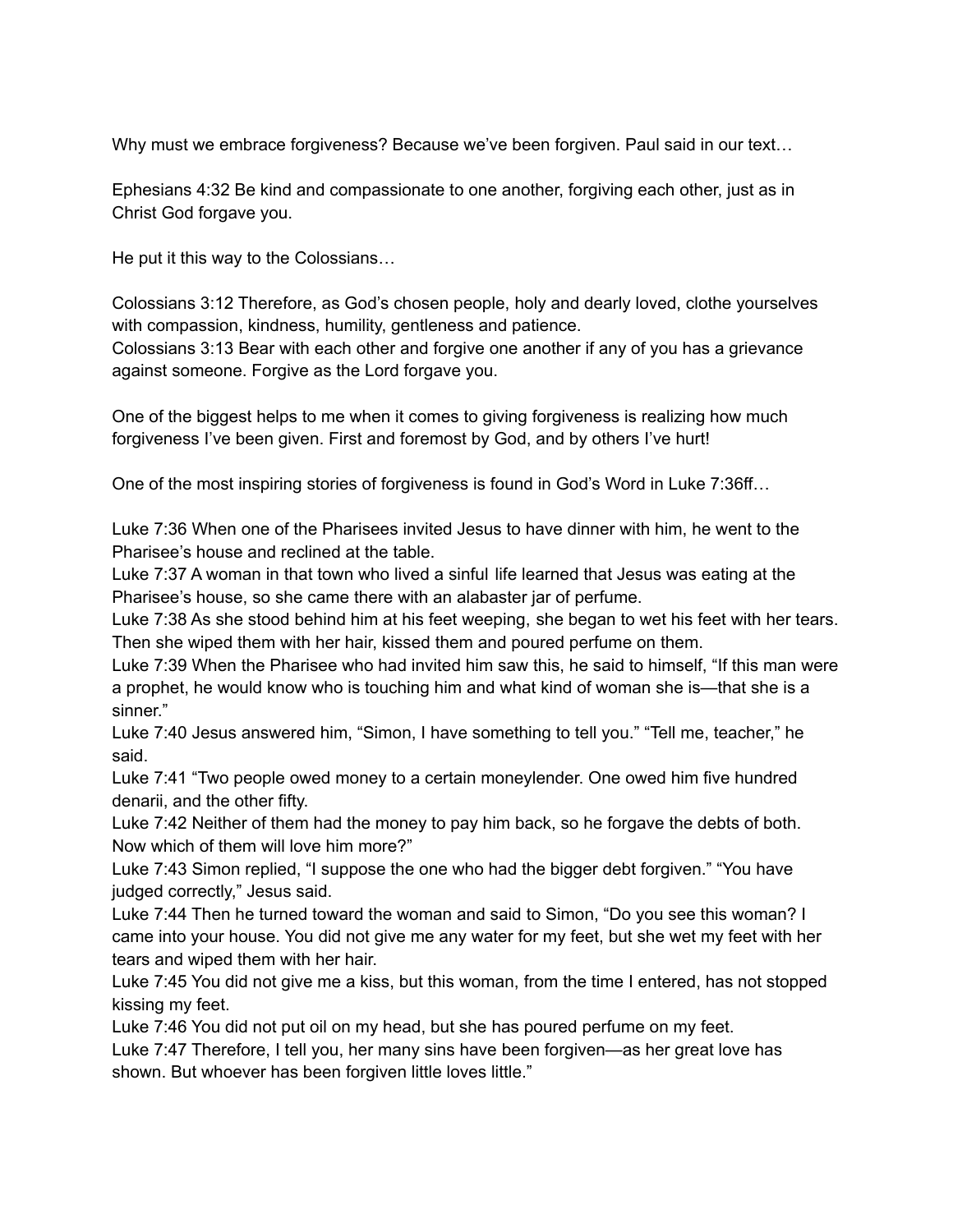Why must we embrace forgiveness? Because we've been forgiven. Paul said in our text…

Ephesians 4:32 Be kind and compassionate to one another, forgiving each other, just as in Christ God forgave you.

He put it this way to the Colossians…

Colossians 3:12 Therefore, as God's chosen people, holy and dearly loved, clothe yourselves with compassion, kindness, humility, gentleness and patience.
Colossians 3:13 Bear with each other and forgive one another if any of you has a grievance against someone. Forgive as the Lord forgave you.

One of the biggest helps to me when it comes to giving forgiveness is realizing how much forgiveness I've been given. First and foremost by God, and by others I've hurt!

One of the most inspiring stories of forgiveness is found in God's Word in Luke 7:36ff…

Luke 7:36 When one of the Pharisees invited Jesus to have dinner with him, he went to the Pharisee's house and reclined at the table.
Luke 7:37 A woman in that town who lived a sinful life learned that Jesus was eating at the Pharisee's house, so she came there with an alabaster jar of perfume.
Luke 7:38 As she stood behind him at his feet weeping, she began to wet his feet with her tears. Then she wiped them with her hair, kissed them and poured perfume on them.
Luke 7:39 When the Pharisee who had invited him saw this, he said to himself, "If this man were a prophet, he would know who is touching him and what kind of woman she is—that she is a sinner."
Luke 7:40 Jesus answered him, "Simon, I have something to tell you." "Tell me, teacher," he said.
Luke 7:41 "Two people owed money to a certain moneylender. One owed him five hundred denarii, and the other fifty.
Luke 7:42 Neither of them had the money to pay him back, so he forgave the debts of both. Now which of them will love him more?"
Luke 7:43 Simon replied, "I suppose the one who had the bigger debt forgiven." "You have judged correctly," Jesus said.
Luke 7:44 Then he turned toward the woman and said to Simon, "Do you see this woman? I came into your house. You did not give me any water for my feet, but she wet my feet with her tears and wiped them with her hair.
Luke 7:45 You did not give me a kiss, but this woman, from the time I entered, has not stopped kissing my feet.
Luke 7:46 You did not put oil on my head, but she has poured perfume on my feet.
Luke 7:47 Therefore, I tell you, her many sins have been forgiven—as her great love has shown. But whoever has been forgiven little loves little."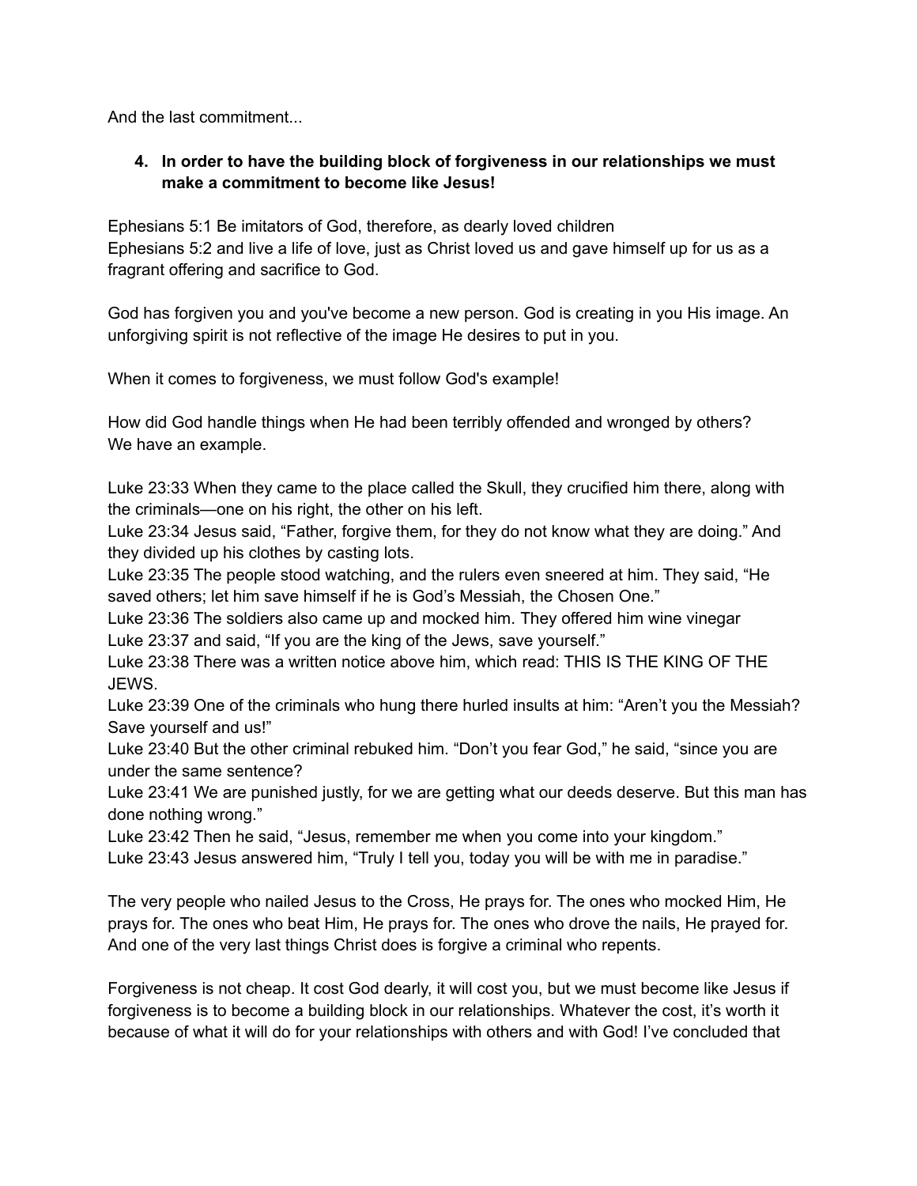And the last commitment...

4. **In order to have the building block of forgiveness in our relationships we must make a commitment to become like Jesus!**

Ephesians 5:1 Be imitators of God, therefore, as dearly loved children
Ephesians 5:2 and live a life of love, just as Christ loved us and gave himself up for us as a fragrant offering and sacrifice to God.

God has forgiven you and you've become a new person. God is creating in you His image. An unforgiving spirit is not reflective of the image He desires to put in you.

When it comes to forgiveness, we must follow God's example!

How did God handle things when He had been terribly offended and wronged by others?
We have an example.

Luke 23:33 When they came to the place called the Skull, they crucified him there, along with the criminals—one on his right, the other on his left.
Luke 23:34 Jesus said, "Father, forgive them, for they do not know what they are doing." And they divided up his clothes by casting lots.
Luke 23:35 The people stood watching, and the rulers even sneered at him. They said, "He saved others; let him save himself if he is God's Messiah, the Chosen One."
Luke 23:36 The soldiers also came up and mocked him. They offered him wine vinegar
Luke 23:37 and said, "If you are the king of the Jews, save yourself."
Luke 23:38 There was a written notice above him, which read: THIS IS THE KING OF THE JEWS.
Luke 23:39 One of the criminals who hung there hurled insults at him: "Aren't you the Messiah? Save yourself and us!"
Luke 23:40 But the other criminal rebuked him. "Don't you fear God," he said, "since you are under the same sentence?
Luke 23:41 We are punished justly, for we are getting what our deeds deserve. But this man has done nothing wrong."
Luke 23:42 Then he said, "Jesus, remember me when you come into your kingdom."
Luke 23:43 Jesus answered him, "Truly I tell you, today you will be with me in paradise."

The very people who nailed Jesus to the Cross, He prays for. The ones who mocked Him, He prays for. The ones who beat Him, He prays for. The ones who drove the nails, He prayed for. And one of the very last things Christ does is forgive a criminal who repents.

Forgiveness is not cheap. It cost God dearly, it will cost you, but we must become like Jesus if forgiveness is to become a building block in our relationships. Whatever the cost, it's worth it because of what it will do for your relationships with others and with God! I've concluded that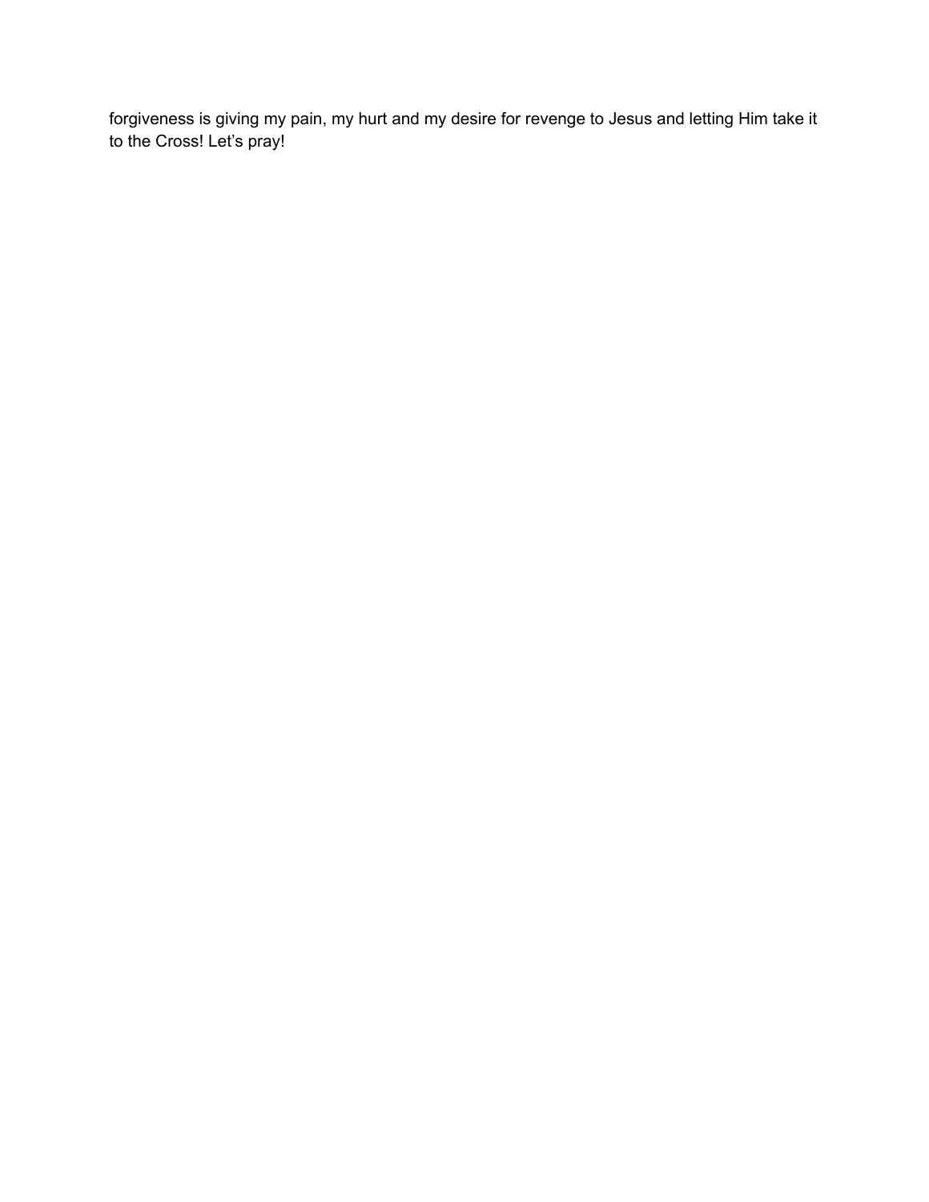forgiveness is giving my pain, my hurt and my desire for revenge to Jesus and letting Him take it to the Cross! Let's pray!